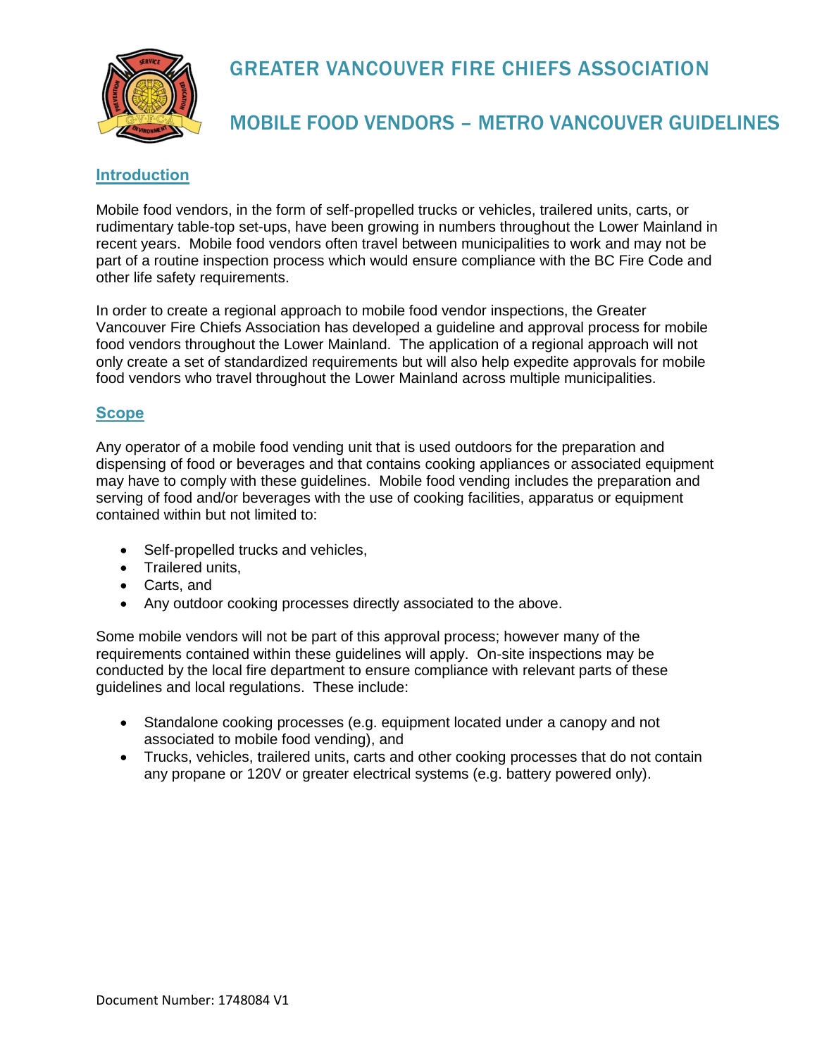# GREATER VANCOUVER FIRE CHIEFS ASSOCIATION

# MOBILE FOOD VENDORS – METRO VANCOUVER GUIDELINES

## Introduction

Mobile food vendors, in the form of self-propelled trucks or vehicles, trailered units, carts, or rudimentary table-top set-ups, have been growing in numbers throughout the Lower Mainland in recent years. Mobile food vendors often travel between municipalities to work and may not be part of a routine inspection process which would ensure compliance with the BC Fire Code and other life safety requirements.

In order to create a regional approach to mobile food vendor inspections, the Greater Vancouver Fire Chiefs Association has developed a guideline and approval process for mobile food vendors throughout the Lower Mainland. The application of a regional approach will not only create a set of standardized requirements but will also help expedite approvals for mobile food vendors who travel throughout the Lower Mainland across multiple municipalities.

## Scope

Any operator of a mobile food vending unit that is used outdoors for the preparation and dispensing of food or beverages and that contains cooking appliances or associated equipment may have to comply with these guidelines. Mobile food vending includes the preparation and serving of food and/or beverages with the use of cooking facilities, apparatus or equipment contained within but not limited to:

- Self-propelled trucks and vehicles,
- Trailered units,
- Carts, and
- Any outdoor cooking processes directly associated to the above.

Some mobile vendors will not be part of this approval process; however many of the requirements contained within these guidelines will apply. On-site inspections may be conducted by the local fire department to ensure compliance with relevant parts of these guidelines and local regulations. These include:

- Standalone cooking processes (e.g. equipment located under a canopy and not associated to mobile food vending), and
- Trucks, vehicles, trailered units, carts and other cooking processes that do not contain any propane or 120V or greater electrical systems (e.g. battery powered only).

Document Number: 1748084 V1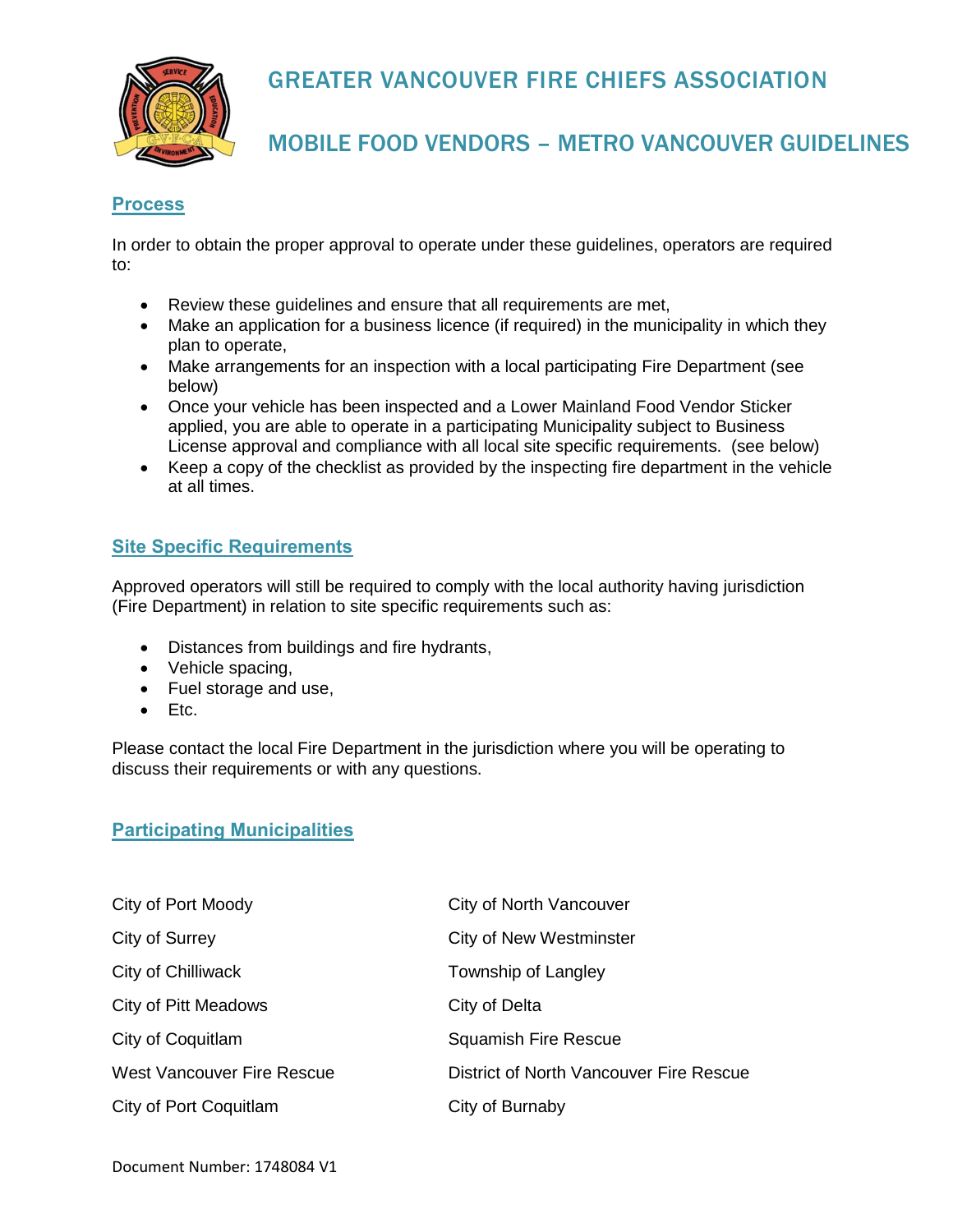# GREATER VANCOUVER FIRE CHIEFS ASSOCIATION

# MOBILE FOOD VENDORS – METRO VANCOUVER GUIDELINES

## Process

In order to obtain the proper approval to operate under these guidelines, operators are required to:

- Review these guidelines and ensure that all requirements are met,
- Make an application for a business licence (if required) in the municipality in which they plan to operate,
- Make arrangements for an inspection with a local participating Fire Department (see below)
- Once your vehicle has been inspected and a Lower Mainland Food Vendor Sticker applied, you are able to operate in a participating Municipality subject to Business License approval and compliance with all local site specific requirements. (see below)
- Keep a copy of the checklist as provided by the inspecting fire department in the vehicle at all times.

## Site Specific Requirements

Approved operators will still be required to comply with the local authority having jurisdiction (Fire Department) in relation to site specific requirements such as:

- Distances from buildings and fire hydrants,
- Vehicle spacing,
- Fuel storage and use,
- Etc.

Please contact the local Fire Department in the jurisdiction where you will be operating to discuss their requirements or with any questions.

## Participating Municipalities

City of Port Moody
City of Surrey
City of Chilliwack
City of Pitt Meadows
City of Coquitlam
West Vancouver Fire Rescue
City of Port Coquitlam
City of North Vancouver
City of New Westminster
Township of Langley
City of Delta
Squamish Fire Rescue
District of North Vancouver Fire Rescue
City of Burnaby

Document Number: 1748084 V1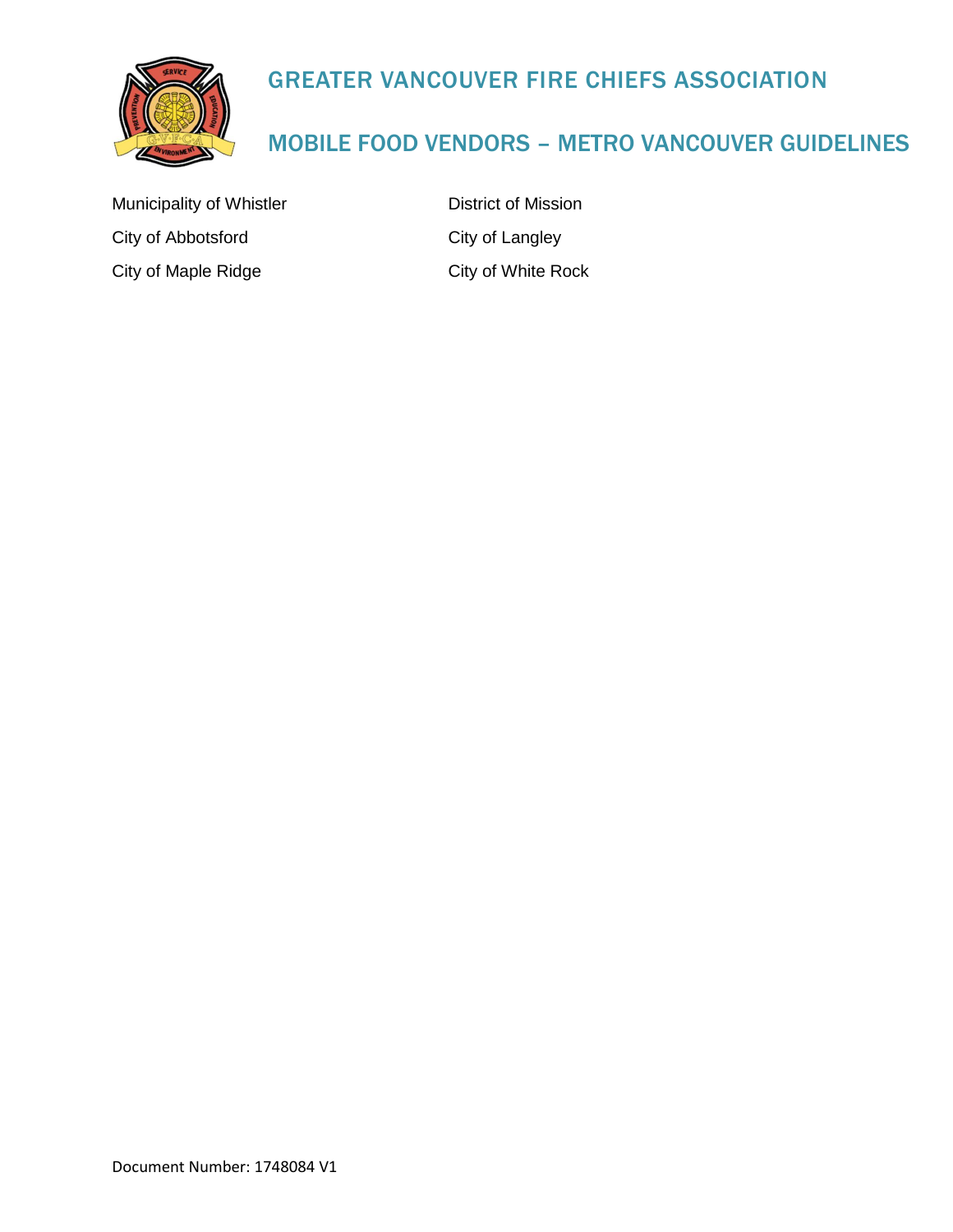# GREATER VANCOUVER FIRE CHIEFS ASSOCIATION

## MOBILE FOOD VENDORS – METRO VANCOUVER GUIDELINES

Municipality of Whistler

City of Abbotsford

City of Maple Ridge

District of Mission

City of Langley

City of White Rock

Document Number: 1748084 V1